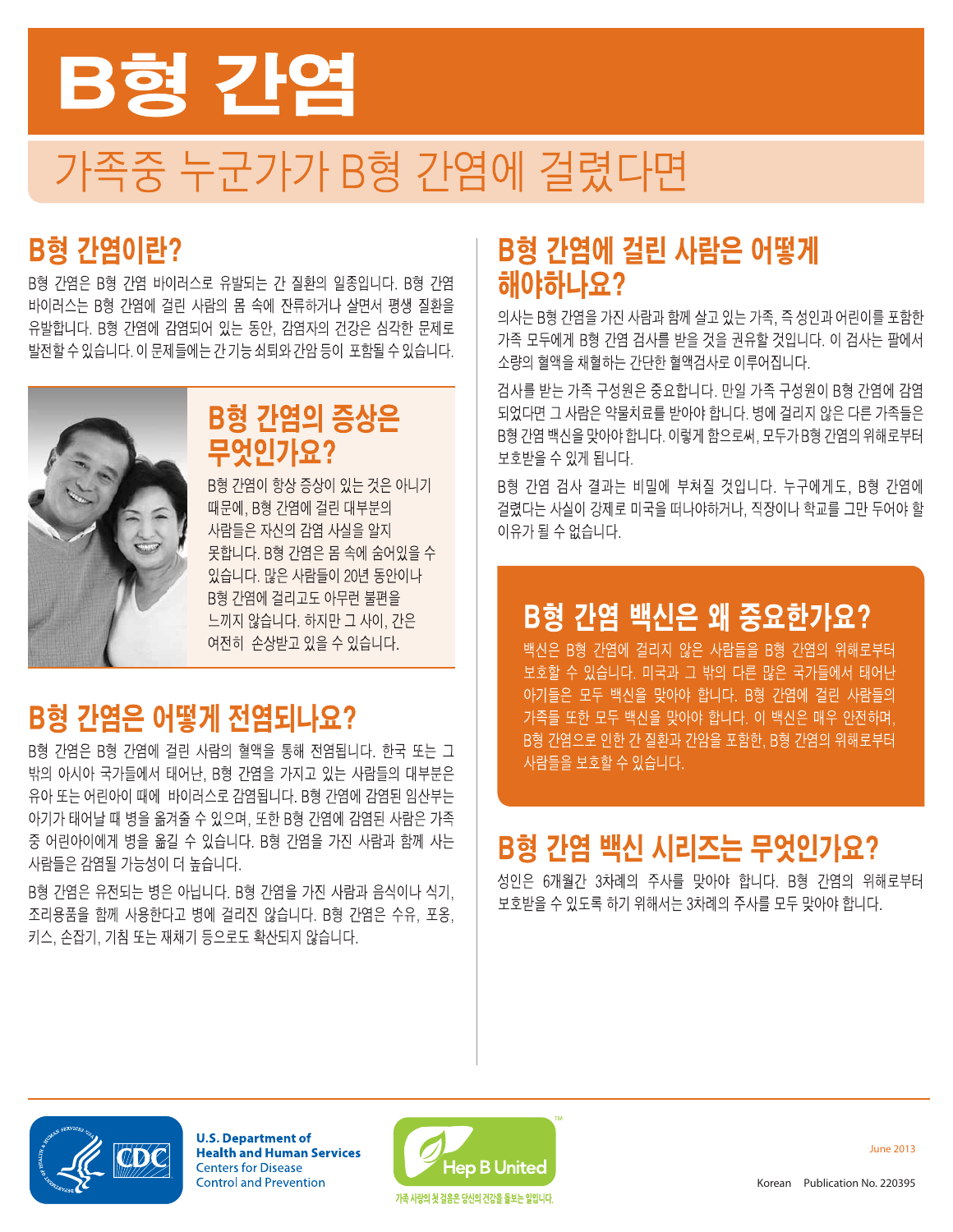# B형 간염

## 가족중 누군가가 B형 간염에 걸렸다면

## B형 간염이란?

B형 간염은 B형 간염 바이러스로 유발되는 간 질환의 일종입니다. B형 간염 바이러스는 B형 간염에 걸린 사람의 몸 속에 잔류하거나 살면서 평생 질환을 유발합니다. B형 간염에 감염되어 있는 동안, 감염자의 건강은 심각한 문제로 발전할 수 있습니다. 이 문제들에는 간 기능 쇠퇴와 간암 등이 포함될 수 있습니다.

## B형 간염의 증상은 무엇인가요?

B형 간염이 항상 증상이 있는 것은 아니기 때문에, B형 간염에 걸린 대부분의 사람들은 자신의 감염 사실을 알지 못합니다. B형 간염은 몸 속에 숨어있을 수 있습니다. 많은 사람들이 20년 동안이나 B형 간염에 걸리고도 아무런 불편을 느끼지 않습니다. 하지만 그 사이, 간은 여전히 손상받고 있을 수 있습니다.

## B형 간염은 어떻게 전염되나요?

B형 간염은 B형 간염에 걸린 사람의 혈액을 통해 전염됩니다. 한국 또는 그 밖의 아시아 국가들에서 태어난, B형 간염을 가지고 있는 사람들의 대부분은 유아 또는 어린아이 때에 바이러스로 감염됩니다. B형 간염에 감염된 임산부는 아기가 태어날 때 병을 옮겨줄 수 있으며, 또한 B형 간염에 감염된 사람은 가족 중 어린아이에게 병을 옮길 수 있습니다. B형 간염을 가진 사람과 함께 사는 사람들은 감염될 가능성이 더 높습니다.

B형 간염은 유전되는 병은 아닙니다. B형 간염을 가진 사람과 음식이나 식기, 조리용품을 함께 사용한다고 병에 걸리진 않습니다. B형 간염은 수유, 포옹, 키스, 손잡기, 기침 또는 재채기 등으로도 확산되지 않습니다.

## B형 간염에 걸린 사람은 어떻게 해야하나요?

의사는 B형 간염을 가진 사람과 함께 살고 있는 가족, 즉 성인과 어린이를 포함한 가족 모두에게 B형 간염 검사를 받을 것을 권유할 것입니다. 이 검사는 팔에서 소량의 혈액을 채혈하는 간단한 혈액검사로 이루어집니다.

검사를 받는 가족 구성원은 중요합니다. 만일 가족 구성원이 B형 간염에 감염되었다면 그 사람은 약물치료를 받아야 합니다. 병에 걸리지 않은 다른 가족들은 B형 간염 백신을 맞아야 합니다. 이렇게 함으로써, 모두가 B형 간염의 위해로부터 보호받을 수 있게 됩니다.

B형 간염 검사 결과는 비밀에 부쳐질 것입니다. 누구에게도, B형 간염에 걸렸다는 사실이 강제로 미국을 떠나야하거나, 직장이나 학교를 그만 두어야 할 이유가 될 수 없습니다.

## B형 간염 백신은 왜 중요한가요?

백신은 B형 간염에 걸리지 않은 사람들을 B형 간염의 위해로부터 보호할 수 있습니다. 미국과 그 밖의 다른 많은 국가들에서 태어난 아기들은 모두 백신을 맞아야 합니다. B형 간염에 걸린 사람들의 가족들 또한 모두 백신을 맞아야 합니다. 이 백신은 매우 안전하며, B형 간염으로 인한 간 질환과 간암을 포함한, B형 간염의 위해로부터 사람들을 보호할 수 있습니다.

## B형 간염 백신 시리즈는 무엇인가요?

성인은 6개월간 3차례의 주사를 맞아야 합니다. B형 간염의 위해로부터 보호받을 수 있도록 하기 위해서는 3차례의 주사를 모두 맞아야 합니다.

U.S. Department of Health and Human Services
Centers for Disease Control and Prevention

Hep B United
가족 사랑의 첫 걸음은 당신의 건강을 돌보는 일입니다.

June 2013

Korean Publication No. 220395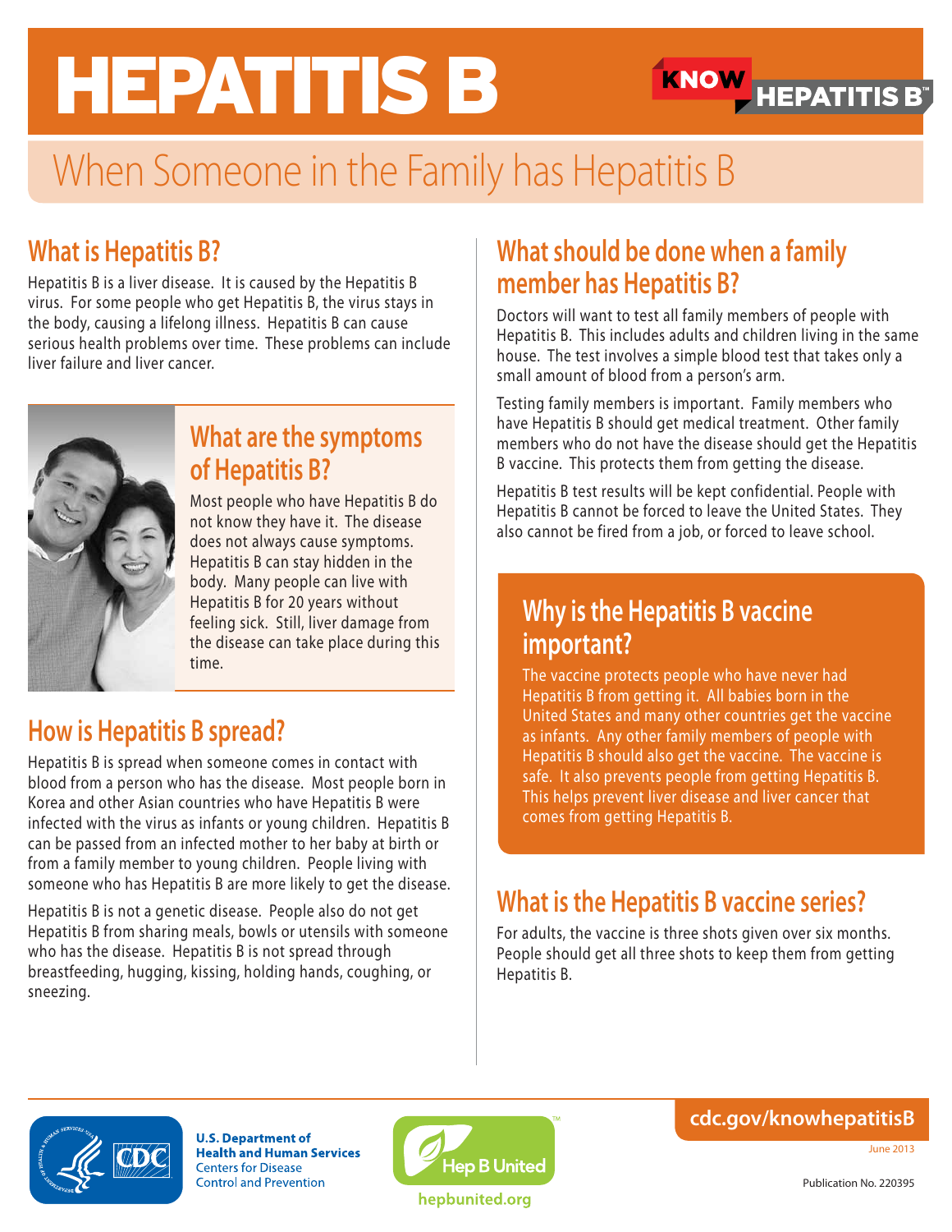# HEPATITIS B

KNOW HEPATITIS B™

## When Someone in the Family has Hepatitis B

### What is Hepatitis B?

Hepatitis B is a liver disease. It is caused by the Hepatitis B virus. For some people who get Hepatitis B, the virus stays in the body, causing a lifelong illness. Hepatitis B can cause serious health problems over time. These problems can include liver failure and liver cancer.

### What are the symptoms of Hepatitis B?

Most people who have Hepatitis B do not know they have it. The disease does not always cause symptoms. Hepatitis B can stay hidden in the body. Many people can live with Hepatitis B for 20 years without feeling sick. Still, liver damage from the disease can take place during this time.

### How is Hepatitis B spread?

Hepatitis B is spread when someone comes in contact with blood from a person who has the disease. Most people born in Korea and other Asian countries who have Hepatitis B were infected with the virus as infants or young children. Hepatitis B can be passed from an infected mother to her baby at birth or from a family member to young children. People living with someone who has Hepatitis B are more likely to get the disease.

Hepatitis B is not a genetic disease. People also do not get Hepatitis B from sharing meals, bowls or utensils with someone who has the disease. Hepatitis B is not spread through breastfeeding, hugging, kissing, holding hands, coughing, or sneezing.

### What should be done when a family member has Hepatitis B?

Doctors will want to test all family members of people with Hepatitis B. This includes adults and children living in the same house. The test involves a simple blood test that takes only a small amount of blood from a person's arm.

Testing family members is important. Family members who have Hepatitis B should get medical treatment. Other family members who do not have the disease should get the Hepatitis B vaccine. This protects them from getting the disease.

Hepatitis B test results will be kept confidential. People with Hepatitis B cannot be forced to leave the United States. They also cannot be fired from a job, or forced to leave school.

### Why is the Hepatitis B vaccine important?

The vaccine protects people who have never had Hepatitis B from getting it. All babies born in the United States and many other countries get the vaccine as infants. Any other family members of people with Hepatitis B should also get the vaccine. The vaccine is safe. It also prevents people from getting Hepatitis B. This helps prevent liver disease and liver cancer that comes from getting Hepatitis B.

### What is the Hepatitis B vaccine series?

For adults, the vaccine is three shots given over six months. People should get all three shots to keep them from getting Hepatitis B.

U.S. Department of Health and Human Services
Centers for Disease Control and Prevention

Hep B United™
hepbunited.org

cdc.gov/knowhepatitisB

June 2013

Publication No. 220395